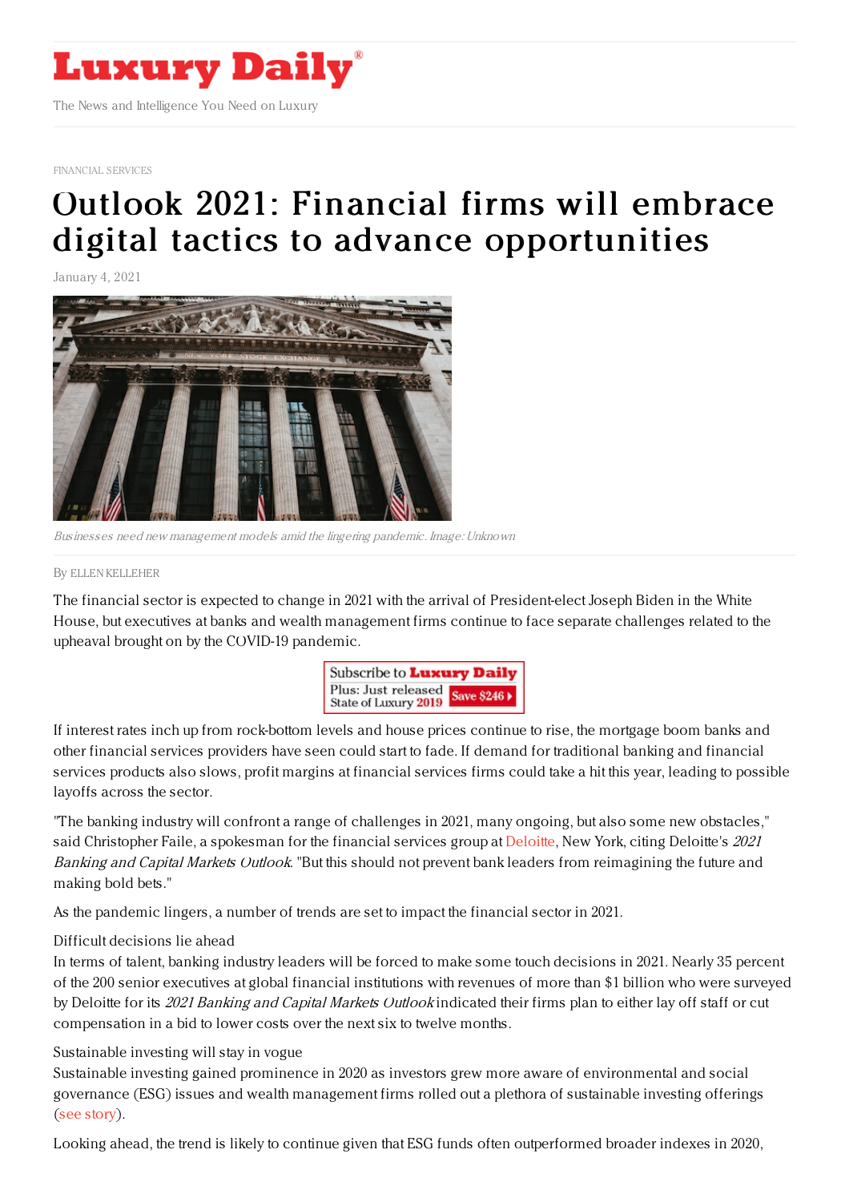FINANCIAL SERVICES

# Outlook 2021: Financial firms will embrace digital tactics to advance opportunities

January 4, 2021

*Businesses need new management models amid the lingering pandemic. Image: Unknown*

By ELLEN KELLEHER

The financial sector is expected to change in 2021 with the arrival of President-elect Joseph Biden in the White House, but executives at banks and wealth management firms continue to face separate challenges related to the upheaval brought on by the COVID-19 pandemic.

If interest rates inch up from rock-bottom levels and house prices continue to rise, the mortgage boom banks and other financial services providers have seen could start to fade. If demand for traditional banking and financial services products also slows, profit margins at financial services firms could take a hit this year, leading to possible layoffs across the sector.

"The banking industry will confront a range of challenges in 2021, many ongoing, but also some new obstacles," said Christopher Faile, a spokesman for the financial services group at Deloitte, New York, citing Deloitte's *2021 Banking and Capital Markets Outlook*. "But this should not prevent bank leaders from reimagining the future and making bold bets."

As the pandemic lingers, a number of trends are set to impact the financial sector in 2021.

### Difficult decisions lie ahead

In terms of talent, banking industry leaders will be forced to make some touch decisions in 2021. Nearly 35 percent of the 200 senior executives at global financial institutions with revenues of more than $1 billion who were surveyed by Deloitte for its *2021 Banking and Capital Markets Outlook* indicated their firms plan to either lay off staff or cut compensation in a bid to lower costs over the next six to twelve months.

### Sustainable investing will stay in vogue

Sustainable investing gained prominence in 2020 as investors grew more aware of environmental and social governance (ESG) issues and wealth management firms rolled out a plethora of sustainable investing offerings (see story).

Looking ahead, the trend is likely to continue given that ESG funds often outperformed broader indexes in 2020,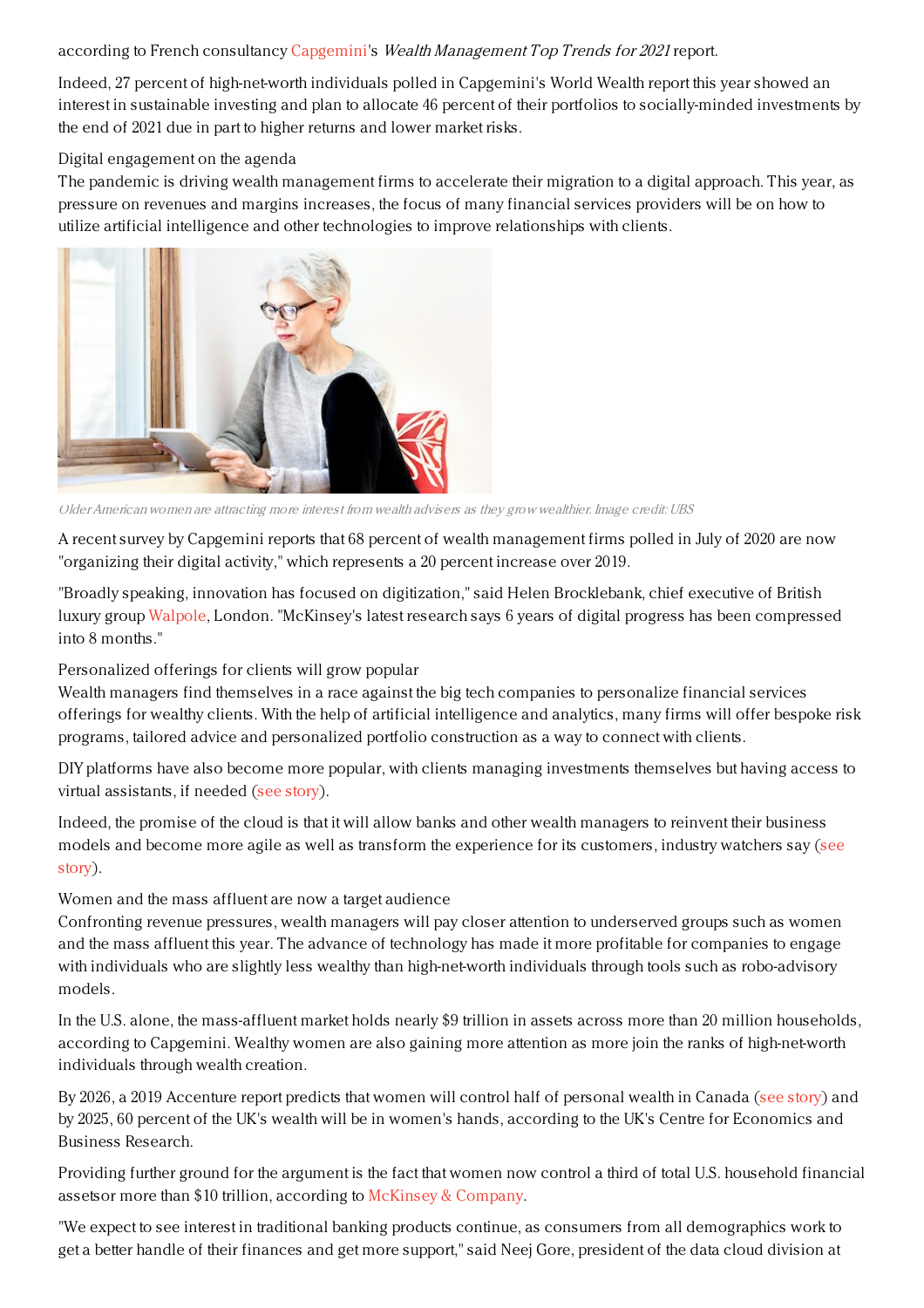according to French consultancy Capgemini's *Wealth Management Top Trends for 2021* report.

Indeed, 27 percent of high-net-worth individuals polled in Capgemini's World Wealth report this year showed an interest in sustainable investing and plan to allocate 46 percent of their portfolios to socially-minded investments by the end of 2021 due in part to higher returns and lower market risks.

### Digital engagement on the agenda

The pandemic is driving wealth management firms to accelerate their migration to a digital approach. This year, as pressure on revenues and margins increases, the focus of many financial services providers will be on how to utilize artificial intelligence and other technologies to improve relationships with clients.

*Older American women are attracting more interest from wealth advisers as they grow wealthier. Image credit: UBS*

A recent survey by Capgemini reports that 68 percent of wealth management firms polled in July of 2020 are now "organizing their digital activity," which represents a 20 percent increase over 2019.

"Broadly speaking, innovation has focused on digitization," said Helen Brocklebank, chief executive of British luxury group Walpole, London. "McKinsey's latest research says 6 years of digital progress has been compressed into 8 months."

### Personalized offerings for clients will grow popular

Wealth managers find themselves in a race against the big tech companies to personalize financial services offerings for wealthy clients. With the help of artificial intelligence and analytics, many firms will offer bespoke risk programs, tailored advice and personalized portfolio construction as a way to connect with clients.

DIY platforms have also become more popular, with clients managing investments themselves but having access to virtual assistants, if needed (see story).

Indeed, the promise of the cloud is that it will allow banks and other wealth managers to reinvent their business models and become more agile as well as transform the experience for its customers, industry watchers say (see story).

### Women and the mass affluent are now a target audience

Confronting revenue pressures, wealth managers will pay closer attention to underserved groups such as women and the mass affluent this year. The advance of technology has made it more profitable for companies to engage with individuals who are slightly less wealthy than high-net-worth individuals through tools such as robo-advisory models.

In the U.S. alone, the mass-affluent market holds nearly $9 trillion in assets across more than 20 million households, according to Capgemini. Wealthy women are also gaining more attention as more join the ranks of high-net-worth individuals through wealth creation.

By 2026, a 2019 Accenture report predicts that women will control half of personal wealth in Canada (see story) and by 2025, 60 percent of the UK's wealth will be in women's hands, according to the UK's Centre for Economics and Business Research.

Providing further ground for the argument is the fact that women now control a third of total U.S. household financial assetsor more than $10 trillion, according to McKinsey & Company.

"We expect to see interest in traditional banking products continue, as consumers from all demographics work to get a better handle of their finances and get more support," said Neej Gore, president of the data cloud division at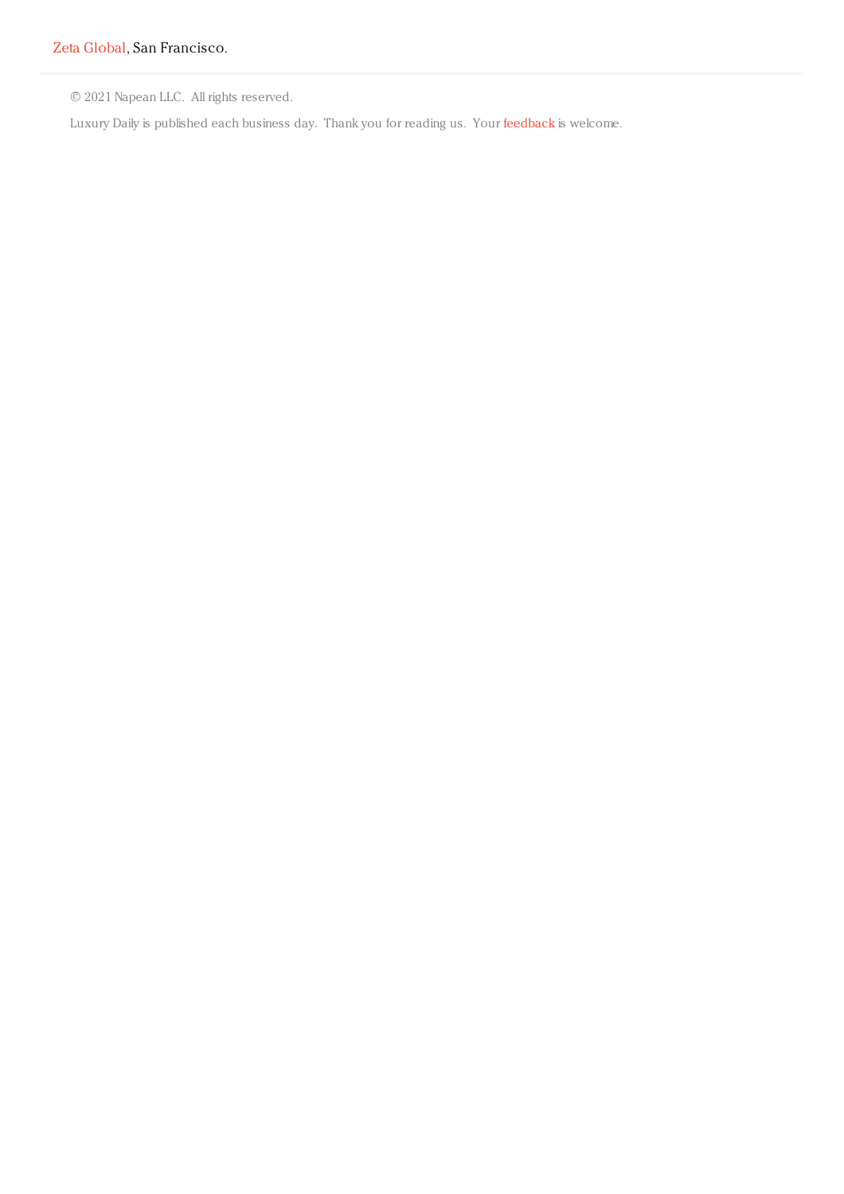Zeta Global, San Francisco.

---

© 2021 Napean LLC. All rights reserved.

Luxury Daily is published each business day. Thank you for reading us. Your feedback is welcome.